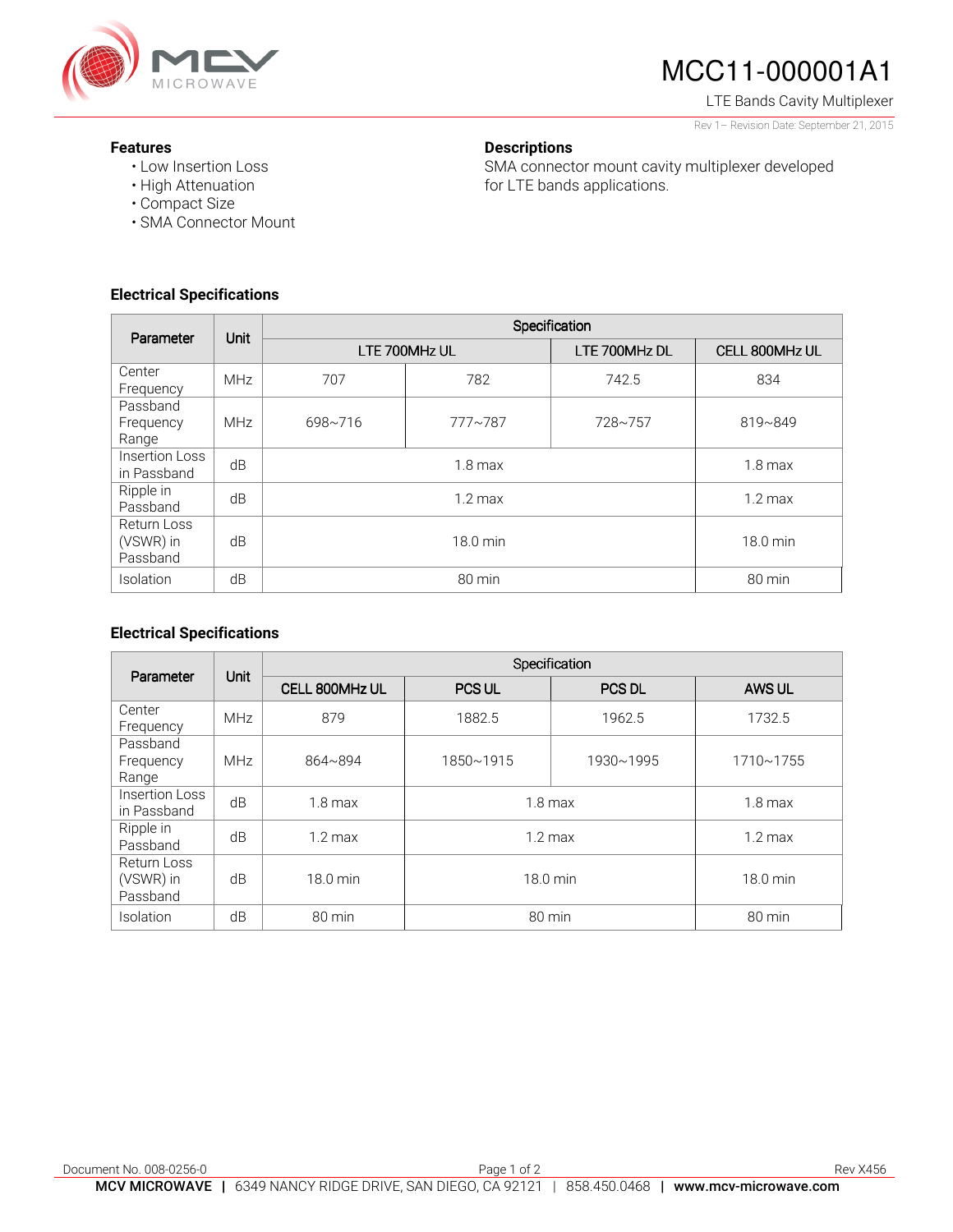# MCC11-000001A1

LTE Bands Cavity Multiplexer

Rev 1– Revision Date: September 21, 2015

### Features

- Low Insertion Loss
- High Attenuation
- Compact Size
- SMA Connector Mount

### Descriptions

SMA connector mount cavity multiplexer developed for LTE bands applications.

### Electrical Specifications

| Parameter | Unit | Specification | | | |
|---|---|---|---|---|---|
| | | LTE 700MHz UL | | LTE 700MHz DL | CELL 800MHz UL |
| Center Frequency | MHz | 707 | 782 | 742.5 | 834 |
| Passband Frequency Range | MHz | 698~716 | 777~787 | 728~757 | 819~849 |
| Insertion Loss in Passband | dB | 1.8 max | | | 1.8 max |
| Ripple in Passband | dB | 1.2 max | | | 1.2 max |
| Return Loss (VSWR) in Passband | dB | 18.0 min | | | 18.0 min |
| Isolation | dB | 80 min | | | 80 min |

### Electrical Specifications

| Parameter | Unit | Specification | | | |
|---|---|---|---|---|---|
| | | CELL 800MHz UL | PCS UL | PCS DL | AWS UL |
| Center Frequency | MHz | 879 | 1882.5 | 1962.5 | 1732.5 |
| Passband Frequency Range | MHz | 864~894 | 1850~1915 | 1930~1995 | 1710~1755 |
| Insertion Loss in Passband | dB | 1.8 max | 1.8 max | | 1.8 max |
| Ripple in Passband | dB | 1.2 max | 1.2 max | | 1.2 max |
| Return Loss (VSWR) in Passband | dB | 18.0 min | 18.0 min | | 18.0 min |
| Isolation | dB | 80 min | 80 min | | 80 min |

Document No. 008-0256-0 | Rev X456

**MCV MICROWAVE** | 6349 NANCY RIDGE DRIVE, SAN DIEGO, CA 92121 | 858.450.0468 | **www.mcv-microwave.com**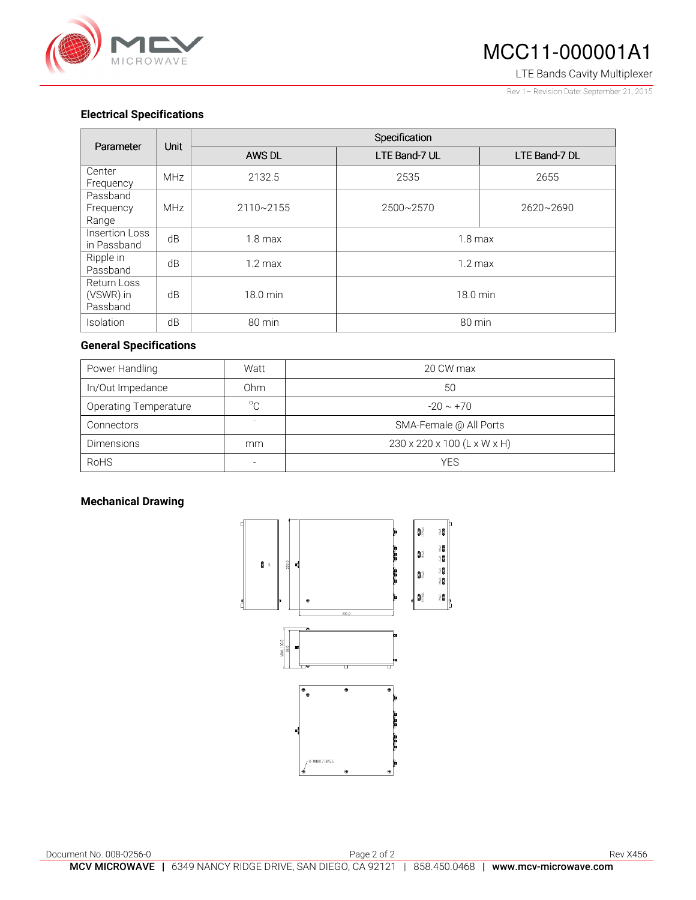# MCC11-000001A1

LTE Bands Cavity Multiplexer

Rev 1– Revision Date: September 21, 2015

### Electrical Specifications

| Parameter | Unit | Specification | | |
|---|---|---|---|---|
| | | AWS DL | LTE Band-7 UL | LTE Band-7 DL |
| Center Frequency | MHz | 2132.5 | 2535 | 2655 |
| Passband Frequency Range | MHz | 2110~2155 | 2500~2570 | 2620~2690 |
| Insertion Loss in Passband | dB | 1.8 max | 1.8 max | |
| Ripple in Passband | dB | 1.2 max | 1.2 max | |
| Return Loss (VSWR) in Passband | dB | 18.0 min | 18.0 min | |
| Isolation | dB | 80 min | 80 min | |

### General Specifications

| | | |
|---|---|---|
| Power Handling | Watt | 20 CW max |
| In/Out Impedance | Ohm | 50 |
| Operating Temperature | °C | -20 ~ +70 |
| Connectors | - | SMA-Female @ All Ports |
| Dimensions | mm | 230 x 220 x 100 (L x W x H) |
| RoHS | - | YES |

### Mechanical Drawing

220.0

230.0

MAX. 100.0

90.0

8- M4X0.7 DP5.5

Document No. 008-0256-0

Rev X456

**MCV MICROWAVE** | 6349 NANCY RIDGE DRIVE, SAN DIEGO, CA 92121 | 858.450.0468 | **www.mcv-microwave.com**